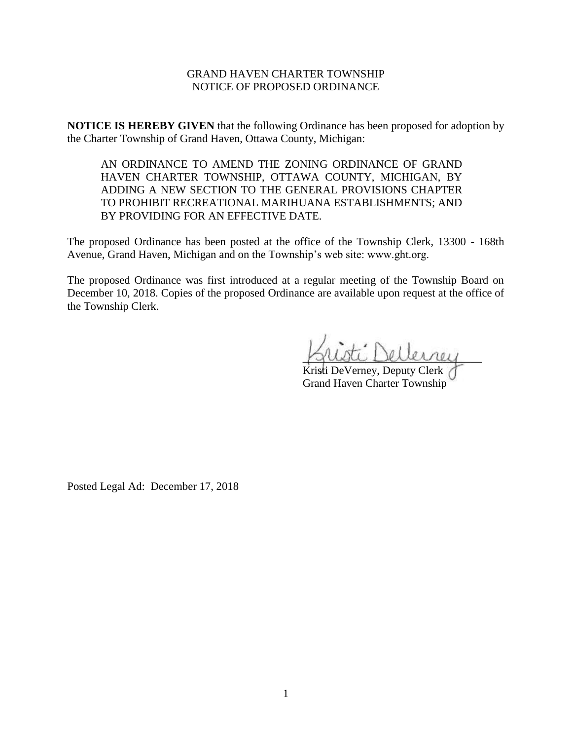GRAND HAVEN CHARTER TOWNSHIP
NOTICE OF PROPOSED ORDINANCE

**NOTICE IS HEREBY GIVEN** that the following Ordinance has been proposed for adoption by the Charter Township of Grand Haven, Ottawa County, Michigan:

> AN ORDINANCE TO AMEND THE ZONING ORDINANCE OF GRAND HAVEN CHARTER TOWNSHIP, OTTAWA COUNTY, MICHIGAN, BY ADDING A NEW SECTION TO THE GENERAL PROVISIONS CHAPTER TO PROHIBIT RECREATIONAL MARIHUANA ESTABLISHMENTS; AND BY PROVIDING FOR AN EFFECTIVE DATE.

The proposed Ordinance has been posted at the office of the Township Clerk, 13300 - 168th Avenue, Grand Haven, Michigan and on the Township's web site: www.ght.org.

The proposed Ordinance was first introduced at a regular meeting of the Township Board on December 10, 2018. Copies of the proposed Ordinance are available upon request at the office of the Township Clerk.

Kristi DeVerney
Kristi DeVerney, Deputy Clerk
Grand Haven Charter Township

Posted Legal Ad: December 17, 2018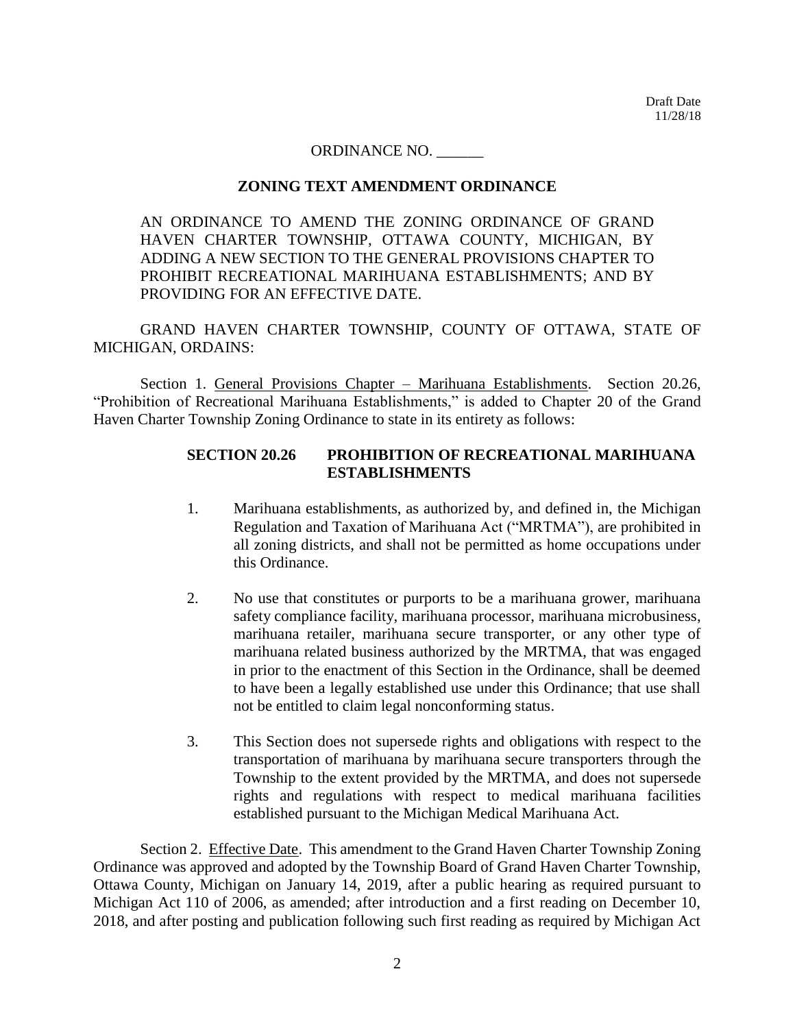Draft Date
11/28/18

ORDINANCE NO. ______

**ZONING TEXT AMENDMENT ORDINANCE**

AN ORDINANCE TO AMEND THE ZONING ORDINANCE OF GRAND HAVEN CHARTER TOWNSHIP, OTTAWA COUNTY, MICHIGAN, BY ADDING A NEW SECTION TO THE GENERAL PROVISIONS CHAPTER TO PROHIBIT RECREATIONAL MARIHUANA ESTABLISHMENTS; AND BY PROVIDING FOR AN EFFECTIVE DATE.

GRAND HAVEN CHARTER TOWNSHIP, COUNTY OF OTTAWA, STATE OF MICHIGAN, ORDAINS:

Section 1. General Provisions Chapter – Marihuana Establishments. Section 20.26, "Prohibition of Recreational Marihuana Establishments," is added to Chapter 20 of the Grand Haven Charter Township Zoning Ordinance to state in its entirety as follows:

**SECTION 20.26 PROHIBITION OF RECREATIONAL MARIHUANA ESTABLISHMENTS**

1. Marihuana establishments, as authorized by, and defined in, the Michigan Regulation and Taxation of Marihuana Act ("MRTMA"), are prohibited in all zoning districts, and shall not be permitted as home occupations under this Ordinance.

2. No use that constitutes or purports to be a marihuana grower, marihuana safety compliance facility, marihuana processor, marihuana microbusiness, marihuana retailer, marihuana secure transporter, or any other type of marihuana related business authorized by the MRTMA, that was engaged in prior to the enactment of this Section in the Ordinance, shall be deemed to have been a legally established use under this Ordinance; that use shall not be entitled to claim legal nonconforming status.

3. This Section does not supersede rights and obligations with respect to the transportation of marihuana by marihuana secure transporters through the Township to the extent provided by the MRTMA, and does not supersede rights and regulations with respect to medical marihuana facilities established pursuant to the Michigan Medical Marihuana Act.

Section 2. Effective Date. This amendment to the Grand Haven Charter Township Zoning Ordinance was approved and adopted by the Township Board of Grand Haven Charter Township, Ottawa County, Michigan on January 14, 2019, after a public hearing as required pursuant to Michigan Act 110 of 2006, as amended; after introduction and a first reading on December 10, 2018, and after posting and publication following such first reading as required by Michigan Act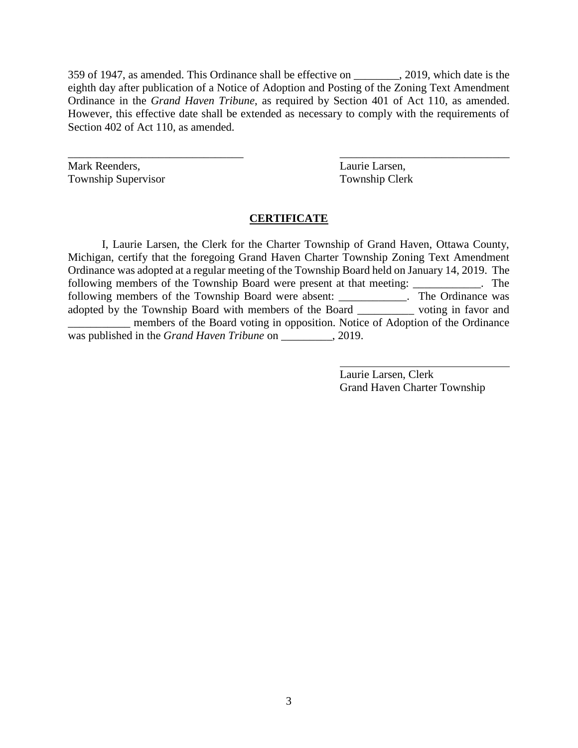359 of 1947, as amended. This Ordinance shall be effective on ________, 2019, which date is the eighth day after publication of a Notice of Adoption and Posting of the Zoning Text Amendment Ordinance in the *Grand Haven Tribune*, as required by Section 401 of Act 110, as amended. However, this effective date shall be extended as necessary to comply with the requirements of Section 402 of Act 110, as amended.

_______________________________
Mark Reenders,
Township Supervisor

_______________________________
Laurie Larsen,
Township Clerk

## **CERTIFICATE**

I, Laurie Larsen, the Clerk for the Charter Township of Grand Haven, Ottawa County, Michigan, certify that the foregoing Grand Haven Charter Township Zoning Text Amendment Ordinance was adopted at a regular meeting of the Township Board held on January 14, 2019. The following members of the Township Board were present at that meeting: ____________. The following members of the Township Board were absent: ____________. The Ordinance was adopted by the Township Board with members of the Board __________ voting in favor and ___________ members of the Board voting in opposition. Notice of Adoption of the Ordinance was published in the *Grand Haven Tribune* on _________, 2019.

_______________________________
Laurie Larsen, Clerk
Grand Haven Charter Township